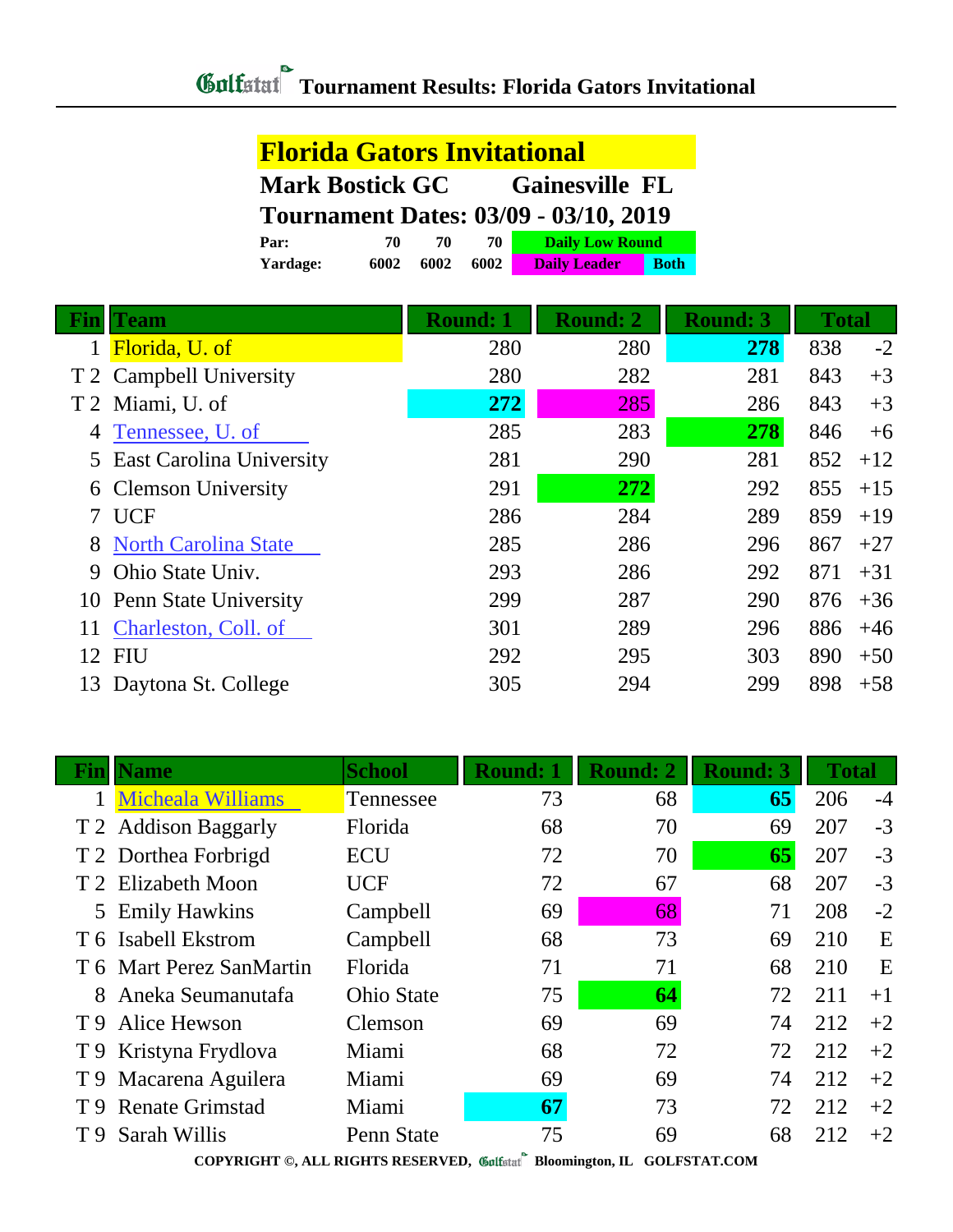# Golfstat Tournament Results: Florida Gators Invitational

## Florida Gators Invitational

**Mark Bostick GC Gainesville FL**

**Tournament Dates: 03/09 - 03/10, 2019**

| | | | | |
|---|---|---|---|---|
| **Par:** | **70** | **70** | **70** | **Daily Low Round** |
| **Yardage:** | **6002** | **6002** | **6002** | **Daily Leader** / **Both** |

| Fin | Team | Round: 1 | Round: 2 | Round: 3 | Total | |
|---|---|---|---|---|---|---|
| 1 | Florida, U. of | 280 | 280 | **278** | 838 | -2 |
| T 2 | Campbell University | 280 | 282 | 281 | 843 | +3 |
| T 2 | Miami, U. of | **272** | 285 | 286 | 843 | +3 |
| 4 | Tennessee, U. of | 285 | 283 | **278** | 846 | +6 |
| 5 | East Carolina University | 281 | 290 | 281 | 852 | +12 |
| 6 | Clemson University | 291 | **272** | 292 | 855 | +15 |
| 7 | UCF | 286 | 284 | 289 | 859 | +19 |
| 8 | North Carolina State | 285 | 286 | 296 | 867 | +27 |
| 9 | Ohio State Univ. | 293 | 286 | 292 | 871 | +31 |
| 10 | Penn State University | 299 | 287 | 290 | 876 | +36 |
| 11 | Charleston, Coll. of | 301 | 289 | 296 | 886 | +46 |
| 12 | FIU | 292 | 295 | 303 | 890 | +50 |
| 13 | Daytona St. College | 305 | 294 | 299 | 898 | +58 |

| Fin | Name | School | Round: 1 | Round: 2 | Round: 3 | Total | |
|---|---|---|---|---|---|---|---|
| 1 | Micheala Williams | Tennessee | 73 | 68 | **65** | 206 | -4 |
| T 2 | Addison Baggarly | Florida | 68 | 70 | 69 | 207 | -3 |
| T 2 | Dorthea Forbrigd | ECU | 72 | 70 | **65** | 207 | -3 |
| T 2 | Elizabeth Moon | UCF | 72 | 67 | 68 | 207 | -3 |
| 5 | Emily Hawkins | Campbell | 69 | 68 | 71 | 208 | -2 |
| T 6 | Isabell Ekstrom | Campbell | 68 | 73 | 69 | 210 | E |
| T 6 | Mart Perez SanMartin | Florida | 71 | 71 | 68 | 210 | E |
| 8 | Aneka Seumanutafa | Ohio State | 75 | **64** | 72 | 211 | +1 |
| T 9 | Alice Hewson | Clemson | 69 | 69 | 74 | 212 | +2 |
| T 9 | Kristyna Frydlova | Miami | 68 | 72 | 72 | 212 | +2 |
| T 9 | Macarena Aguilera | Miami | 69 | 69 | 74 | 212 | +2 |
| T 9 | Renate Grimstad | Miami | **67** | 73 | 72 | 212 | +2 |
| T 9 | Sarah Willis | Penn State | 75 | 69 | 68 | 212 | +2 |

**COPYRIGHT ©, ALL RIGHTS RESERVED, Golfstat Bloomington, IL GOLFSTAT.COM**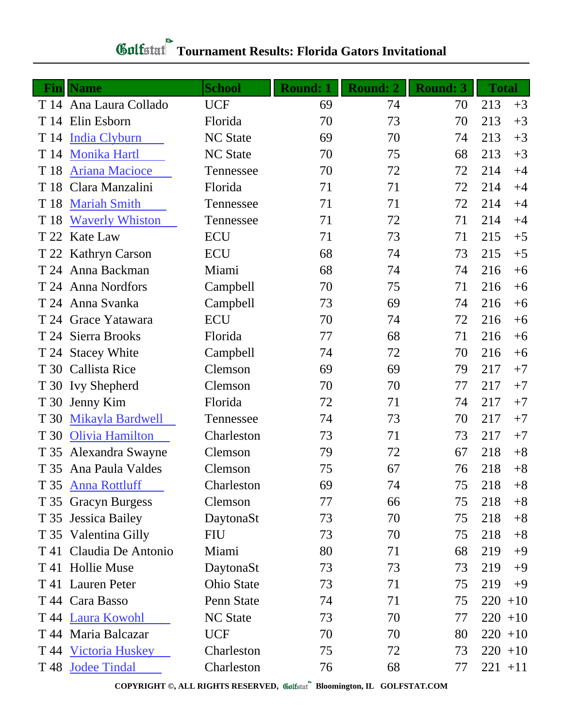# Golfstat Tournament Results: Florida Gators Invitational

| Fin | Name | School | Round: 1 | Round: 2 | Round: 3 | Total | |
|---|---|---|---|---|---|---|---|
| T 14 | Ana Laura Collado | UCF | 69 | 74 | 70 | 213 | +3 |
| T 14 | Elin Esborn | Florida | 70 | 73 | 70 | 213 | +3 |
| T 14 | India Clyburn | NC State | 69 | 70 | 74 | 213 | +3 |
| T 14 | Monika Hartl | NC State | 70 | 75 | 68 | 213 | +3 |
| T 18 | Ariana Macioce | Tennessee | 70 | 72 | 72 | 214 | +4 |
| T 18 | Clara Manzalini | Florida | 71 | 71 | 72 | 214 | +4 |
| T 18 | Mariah Smith | Tennessee | 71 | 71 | 72 | 214 | +4 |
| T 18 | Waverly Whiston | Tennessee | 71 | 72 | 71 | 214 | +4 |
| T 22 | Kate Law | ECU | 71 | 73 | 71 | 215 | +5 |
| T 22 | Kathryn Carson | ECU | 68 | 74 | 73 | 215 | +5 |
| T 24 | Anna Backman | Miami | 68 | 74 | 74 | 216 | +6 |
| T 24 | Anna Nordfors | Campbell | 70 | 75 | 71 | 216 | +6 |
| T 24 | Anna Svanka | Campbell | 73 | 69 | 74 | 216 | +6 |
| T 24 | Grace Yatawara | ECU | 70 | 74 | 72 | 216 | +6 |
| T 24 | Sierra Brooks | Florida | 77 | 68 | 71 | 216 | +6 |
| T 24 | Stacey White | Campbell | 74 | 72 | 70 | 216 | +6 |
| T 30 | Callista Rice | Clemson | 69 | 69 | 79 | 217 | +7 |
| T 30 | Ivy Shepherd | Clemson | 70 | 70 | 77 | 217 | +7 |
| T 30 | Jenny Kim | Florida | 72 | 71 | 74 | 217 | +7 |
| T 30 | Mikayla Bardwell | Tennessee | 74 | 73 | 70 | 217 | +7 |
| T 30 | Olivia Hamilton | Charleston | 73 | 71 | 73 | 217 | +7 |
| T 35 | Alexandra Swayne | Clemson | 79 | 72 | 67 | 218 | +8 |
| T 35 | Ana Paula Valdes | Clemson | 75 | 67 | 76 | 218 | +8 |
| T 35 | Anna Rottluff | Charleston | 69 | 74 | 75 | 218 | +8 |
| T 35 | Gracyn Burgess | Clemson | 77 | 66 | 75 | 218 | +8 |
| T 35 | Jessica Bailey | DaytonaSt | 73 | 70 | 75 | 218 | +8 |
| T 35 | Valentina Gilly | FIU | 73 | 70 | 75 | 218 | +8 |
| T 41 | Claudia De Antonio | Miami | 80 | 71 | 68 | 219 | +9 |
| T 41 | Hollie Muse | DaytonaSt | 73 | 73 | 73 | 219 | +9 |
| T 41 | Lauren Peter | Ohio State | 73 | 71 | 75 | 219 | +9 |
| T 44 | Cara Basso | Penn State | 74 | 71 | 75 | 220 | +10 |
| T 44 | Laura Kowohl | NC State | 73 | 70 | 77 | 220 | +10 |
| T 44 | Maria Balcazar | UCF | 70 | 70 | 80 | 220 | +10 |
| T 44 | Victoria Huskey | Charleston | 75 | 72 | 73 | 220 | +10 |
| T 48 | Jodee Tindal | Charleston | 76 | 68 | 77 | 221 | +11 |

COPYRIGHT ©, ALL RIGHTS RESERVED, Golfstat Bloomington, IL GOLFSTAT.COM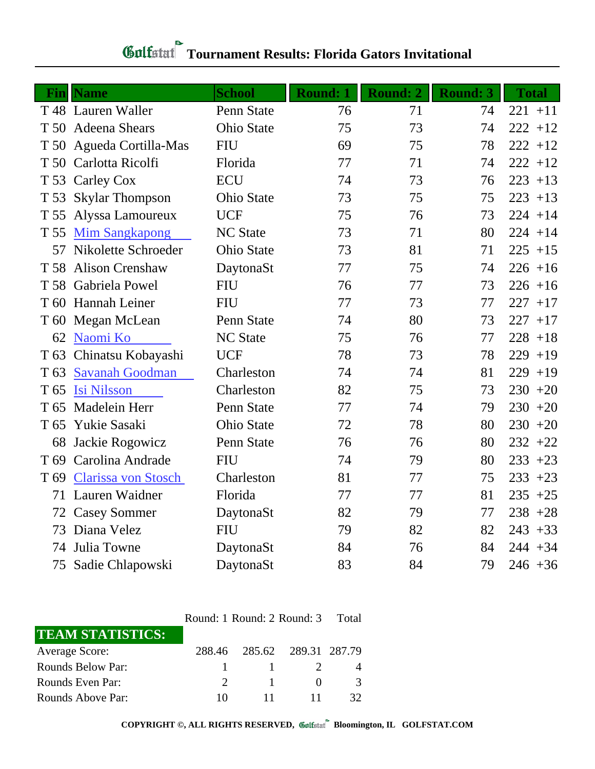# Golfstat Tournament Results: Florida Gators Invitational

| Fin | Name | School | Round: 1 | Round: 2 | Round: 3 | Total |
|---|---|---|---|---|---|---|
| T 48 | Lauren Waller | Penn State | 76 | 71 | 74 | 221 +11 |
| T 50 | Adeena Shears | Ohio State | 75 | 73 | 74 | 222 +12 |
| T 50 | Agueda Cortilla-Mas | FIU | 69 | 75 | 78 | 222 +12 |
| T 50 | Carlotta Ricolfi | Florida | 77 | 71 | 74 | 222 +12 |
| T 53 | Carley Cox | ECU | 74 | 73 | 76 | 223 +13 |
| T 53 | Skylar Thompson | Ohio State | 73 | 75 | 75 | 223 +13 |
| T 55 | Alyssa Lamoureux | UCF | 75 | 76 | 73 | 224 +14 |
| T 55 | Mim Sangkapong | NC State | 73 | 71 | 80 | 224 +14 |
| 57 | Nikolette Schroeder | Ohio State | 73 | 81 | 71 | 225 +15 |
| T 58 | Alison Crenshaw | DaytonaSt | 77 | 75 | 74 | 226 +16 |
| T 58 | Gabriela Powel | FIU | 76 | 77 | 73 | 226 +16 |
| T 60 | Hannah Leiner | FIU | 77 | 73 | 77 | 227 +17 |
| T 60 | Megan McLean | Penn State | 74 | 80 | 73 | 227 +17 |
| 62 | Naomi Ko | NC State | 75 | 76 | 77 | 228 +18 |
| T 63 | Chinatsu Kobayashi | UCF | 78 | 73 | 78 | 229 +19 |
| T 63 | Savanah Goodman | Charleston | 74 | 74 | 81 | 229 +19 |
| T 65 | Isi Nilsson | Charleston | 82 | 75 | 73 | 230 +20 |
| T 65 | Madelein Herr | Penn State | 77 | 74 | 79 | 230 +20 |
| T 65 | Yukie Sasaki | Ohio State | 72 | 78 | 80 | 230 +20 |
| 68 | Jackie Rogowicz | Penn State | 76 | 76 | 80 | 232 +22 |
| T 69 | Carolina Andrade | FIU | 74 | 79 | 80 | 233 +23 |
| T 69 | Clarissa von Stosch | Charleston | 81 | 77 | 75 | 233 +23 |
| 71 | Lauren Waidner | Florida | 77 | 77 | 81 | 235 +25 |
| 72 | Casey Sommer | DaytonaSt | 82 | 79 | 77 | 238 +28 |
| 73 | Diana Velez | FIU | 79 | 82 | 82 | 243 +33 |
| 74 | Julia Towne | DaytonaSt | 84 | 76 | 84 | 244 +34 |
| 75 | Sadie Chlapowski | DaytonaSt | 83 | 84 | 79 | 246 +36 |

| TEAM STATISTICS: | Round: 1 | Round: 2 | Round: 3 | Total |
|---|---|---|---|---|
| Average Score: | 288.46 | 285.62 | 289.31 | 287.79 |
| Rounds Below Par: | 1 | 1 | 2 | 4 |
| Rounds Even Par: | 2 | 1 | 0 | 3 |
| Rounds Above Par: | 10 | 11 | 11 | 32 |

**COPYRIGHT ©, ALL RIGHTS RESERVED, Golfstat Bloomington, IL GOLFSTAT.COM**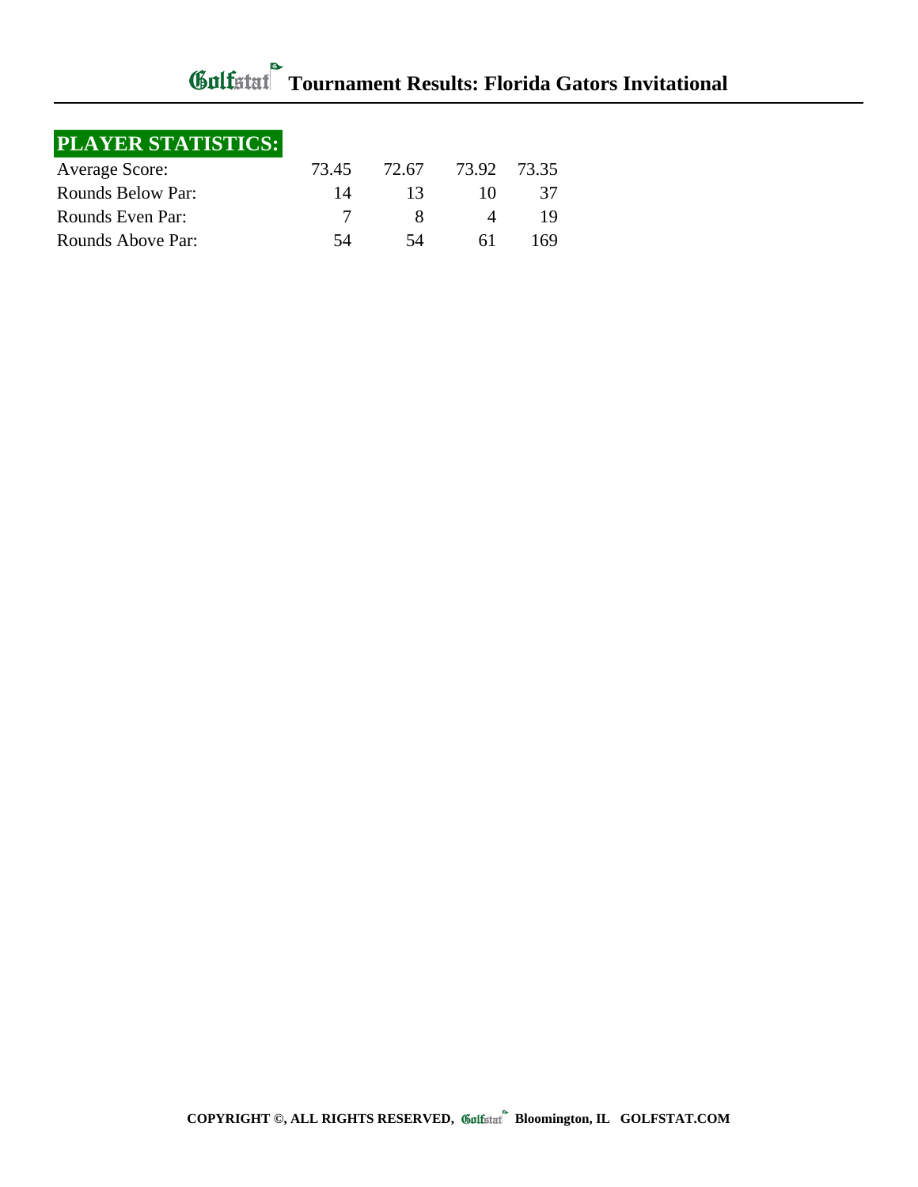# Golfstat Tournament Results: Florida Gators Invitational

## PLAYER STATISTICS:

| | | | | |
|---|---|---|---|---|
| Average Score: | 73.45 | 72.67 | 73.92 | 73.35 |
| Rounds Below Par: | 14 | 13 | 10 | 37 |
| Rounds Even Par: | 7 | 8 | 4 | 19 |
| Rounds Above Par: | 54 | 54 | 61 | 169 |

**COPYRIGHT ©, ALL RIGHTS RESERVED, Golfstat Bloomington, IL GOLFSTAT.COM**